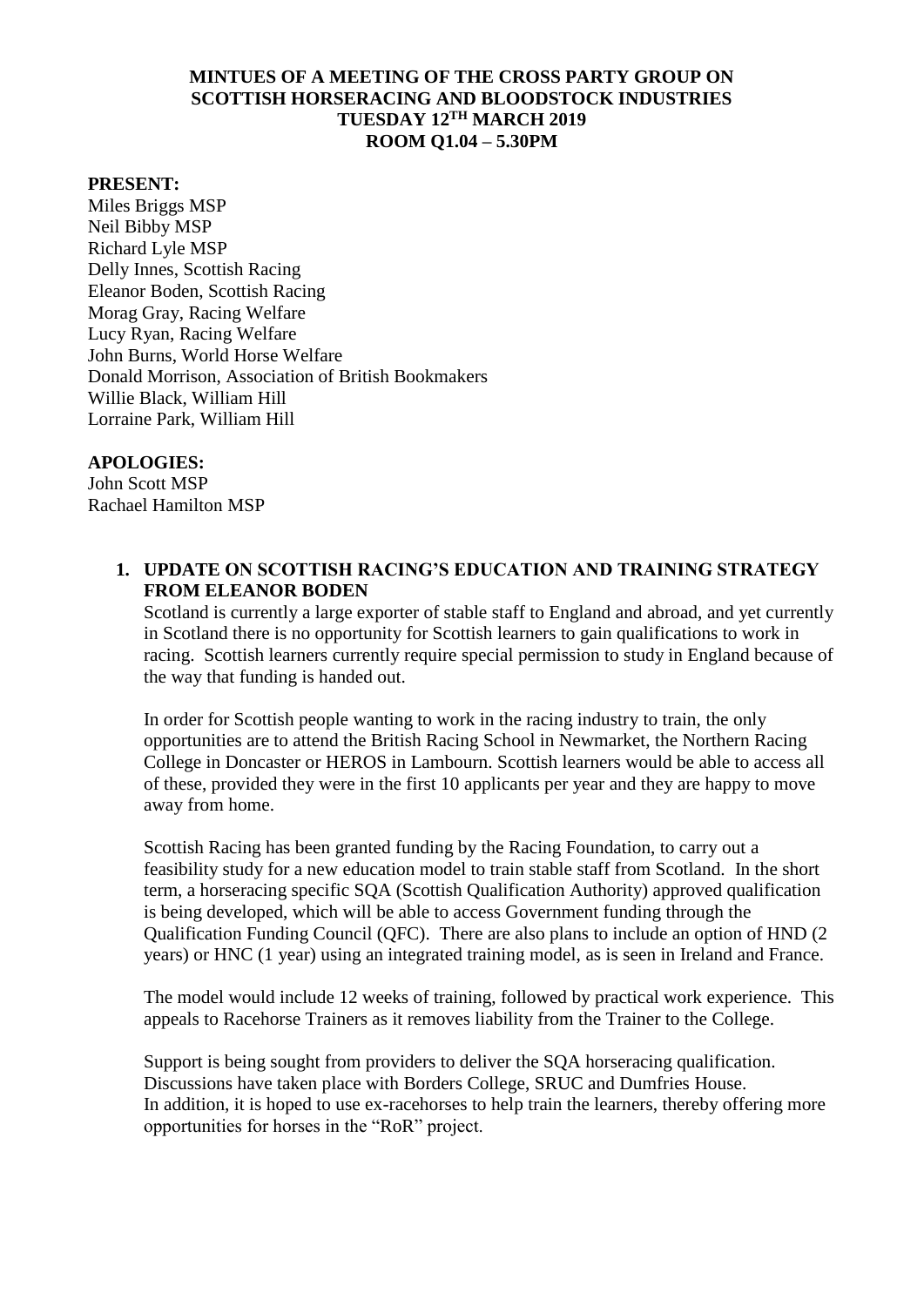# MINTUES OF A MEETING OF THE CROSS PARTY GROUP ON SCOTTISH HORSERACING AND BLOODSTOCK INDUSTRIES TUESDAY 12TH MARCH 2019 ROOM Q1.04 – 5.30PM

**PRESENT:**

Miles Briggs MSP
Neil Bibby MSP
Richard Lyle MSP
Delly Innes, Scottish Racing
Eleanor Boden, Scottish Racing
Morag Gray, Racing Welfare
Lucy Ryan, Racing Welfare
John Burns, World Horse Welfare
Donald Morrison, Association of British Bookmakers
Willie Black, William Hill
Lorraine Park, William Hill

**APOLOGIES:**

John Scott MSP
Rachael Hamilton MSP

1. **UPDATE ON SCOTTISH RACING'S EDUCATION AND TRAINING STRATEGY FROM ELEANOR BODEN**

   Scotland is currently a large exporter of stable staff to England and abroad, and yet currently in Scotland there is no opportunity for Scottish learners to gain qualifications to work in racing. Scottish learners currently require special permission to study in England because of the way that funding is handed out.

   In order for Scottish people wanting to work in the racing industry to train, the only opportunities are to attend the British Racing School in Newmarket, the Northern Racing College in Doncaster or HEROS in Lambourn. Scottish learners would be able to access all of these, provided they were in the first 10 applicants per year and they are happy to move away from home.

   Scottish Racing has been granted funding by the Racing Foundation, to carry out a feasibility study for a new education model to train stable staff from Scotland. In the short term, a horseracing specific SQA (Scottish Qualification Authority) approved qualification is being developed, which will be able to access Government funding through the Qualification Funding Council (QFC). There are also plans to include an option of HND (2 years) or HNC (1 year) using an integrated training model, as is seen in Ireland and France.

   The model would include 12 weeks of training, followed by practical work experience. This appeals to Racehorse Trainers as it removes liability from the Trainer to the College.

   Support is being sought from providers to deliver the SQA horseracing qualification. Discussions have taken place with Borders College, SRUC and Dumfries House. In addition, it is hoped to use ex-racehorses to help train the learners, thereby offering more opportunities for horses in the "RoR" project.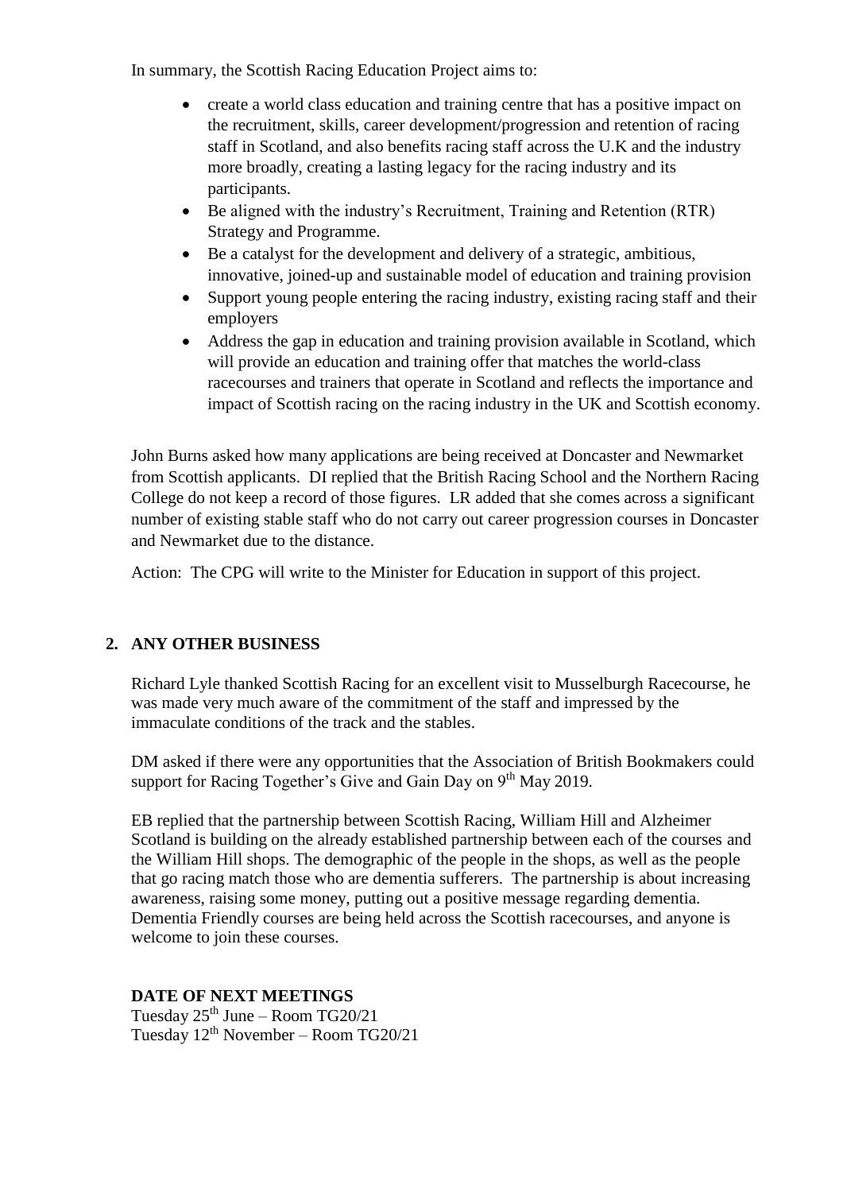In summary, the Scottish Racing Education Project aims to:

- create a world class education and training centre that has a positive impact on the recruitment, skills, career development/progression and retention of racing staff in Scotland, and also benefits racing staff across the U.K and the industry more broadly, creating a lasting legacy for the racing industry and its participants.
- Be aligned with the industry's Recruitment, Training and Retention (RTR) Strategy and Programme.
- Be a catalyst for the development and delivery of a strategic, ambitious, innovative, joined-up and sustainable model of education and training provision
- Support young people entering the racing industry, existing racing staff and their employers
- Address the gap in education and training provision available in Scotland, which will provide an education and training offer that matches the world-class racecourses and trainers that operate in Scotland and reflects the importance and impact of Scottish racing on the racing industry in the UK and Scottish economy.

John Burns asked how many applications are being received at Doncaster and Newmarket from Scottish applicants. DI replied that the British Racing School and the Northern Racing College do not keep a record of those figures. LR added that she comes across a significant number of existing stable staff who do not carry out career progression courses in Doncaster and Newmarket due to the distance.

Action: The CPG will write to the Minister for Education in support of this project.

## 2. ANY OTHER BUSINESS

Richard Lyle thanked Scottish Racing for an excellent visit to Musselburgh Racecourse, he was made very much aware of the commitment of the staff and impressed by the immaculate conditions of the track and the stables.

DM asked if there were any opportunities that the Association of British Bookmakers could support for Racing Together's Give and Gain Day on 9th May 2019.

EB replied that the partnership between Scottish Racing, William Hill and Alzheimer Scotland is building on the already established partnership between each of the courses and the William Hill shops. The demographic of the people in the shops, as well as the people that go racing match those who are dementia sufferers. The partnership is about increasing awareness, raising some money, putting out a positive message regarding dementia. Dementia Friendly courses are being held across the Scottish racecourses, and anyone is welcome to join these courses.

**DATE OF NEXT MEETINGS**

Tuesday 25th June – Room TG20/21
Tuesday 12th November – Room TG20/21